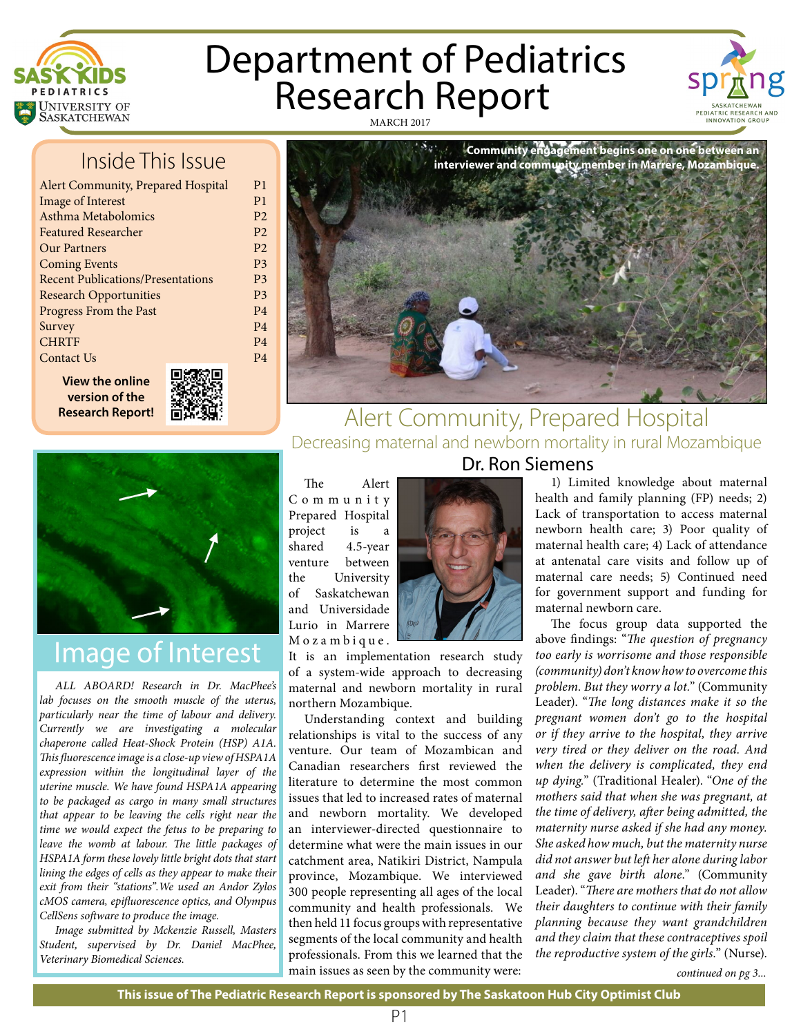# Department of Pediatrics Research Report

MARCH 2017

## Inside This Issue

| | |
|---|---|
| Alert Community, Prepared Hospital | P1 |
| Image of Interest | P1 |
| Asthma Metabolomics | P2 |
| Featured Researcher | P2 |
| Our Partners | P2 |
| Coming Events | P3 |
| Recent Publications/Presentations | P3 |
| Research Opportunities | P3 |
| Progress From the Past | P4 |
| Survey | P4 |
| CHRTF | P4 |
| Contact Us | P4 |

**View the online version of the Research Report!**

## Image of Interest

*ALL ABOARD! Research in Dr. MacPhee's lab focuses on the smooth muscle of the uterus, particularly near the time of labour and delivery. Currently we are investigating a molecular chaperone called Heat-Shock Protein (HSP) A1A. This fluorescence image is a close-up view of HSPA1A expression within the longitudinal layer of the uterine muscle. We have found HSPA1A appearing to be packaged as cargo in many small structures that appear to be leaving the cells right near the time we would expect the fetus to be preparing to leave the womb at labour. The little packages of HSPA1A form these lovely little bright dots that start lining the edges of cells as they appear to make their exit from their "stations". We used an Andor Zylos cMOS camera, epifluorescence optics, and Olympus CellSens software to produce the image.*

*Image submitted by Mckenzie Russell, Masters Student, supervised by Dr. Daniel MacPhee, Veterinary Biomedical Sciences.*

**Community engagement begins one on one between an interviewer and community member in Marrere, Mozambique.**

## Alert Community, Prepared Hospital

### Decreasing maternal and newborn mortality in rural Mozambique

**Dr. Ron Siemens**

The Alert Community Prepared Hospital project is a shared 4.5-year venture between the University of Saskatchewan and Universidade Lurio in Marrere Mozambique. It is an implementation research study of a system-wide approach to decreasing maternal and newborn mortality in rural northern Mozambique.

Understanding context and building relationships is vital to the success of any venture. Our team of Mozambican and Canadian researchers first reviewed the literature to determine the most common issues that led to increased rates of maternal and newborn mortality. We developed an interviewer-directed questionnaire to determine what were the main issues in our catchment area, Natikiri District, Nampula province, Mozambique. We interviewed 300 people representing all ages of the local community and health professionals. We then held 11 focus groups with representative segments of the local community and health professionals. From this we learned that the main issues as seen by the community were:

1) Limited knowledge about maternal health and family planning (FP) needs; 2) Lack of transportation to access maternal newborn health care; 3) Poor quality of maternal health care; 4) Lack of attendance at antenatal care visits and follow up of maternal care needs; 5) Continued need for government support and funding for maternal newborn care.

The focus group data supported the above findings: "*The question of pregnancy too early is worrisome and those responsible (community) don't know how to overcome this problem. But they worry a lot.*" (Community Leader). "*The long distances make it so the pregnant women don't go to the hospital or if they arrive to the hospital, they arrive very tired or they deliver on the road. And when the delivery is complicated, they end up dying.*" (Traditional Healer). "*One of the mothers said that when she was pregnant, at the time of delivery, after being admitted, the maternity nurse asked if she had any money. She asked how much, but the maternity nurse did not answer but left her alone during labor and she gave birth alone.*" (Community Leader). "*There are mothers that do not allow their daughters to continue with their family planning because they want grandchildren and they claim that these contraceptives spoil the reproductive system of the girls.*" (Nurse).

*continued on pg 3...*

**This issue of The Pediatric Research Report is sponsored by The Saskatoon Hub City Optimist Club**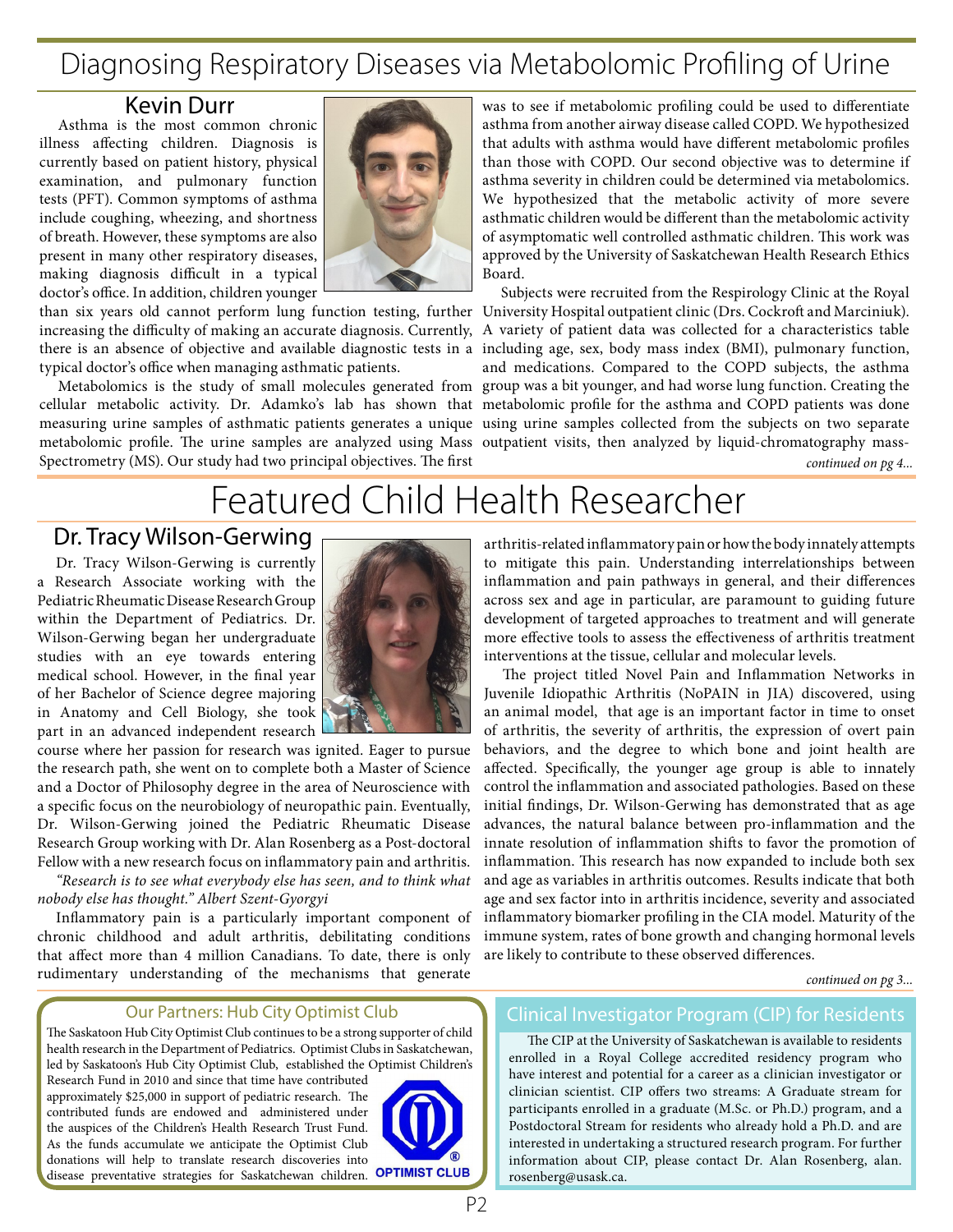# Diagnosing Respiratory Diseases via Metabolomic Profiling of Urine

## Kevin Durr

Asthma is the most common chronic illness affecting children. Diagnosis is currently based on patient history, physical examination, and pulmonary function tests (PFT). Common symptoms of asthma include coughing, wheezing, and shortness of breath. However, these symptoms are also present in many other respiratory diseases, making diagnosis difficult in a typical doctor's office. In addition, children younger than six years old cannot perform lung function testing, further increasing the difficulty of making an accurate diagnosis. Currently, there is an absence of objective and available diagnostic tests in a typical doctor's office when managing asthmatic patients.

Metabolomics is the study of small molecules generated from cellular metabolic activity. Dr. Adamko's lab has shown that measuring urine samples of asthmatic patients generates a unique metabolomic profile. The urine samples are analyzed using Mass Spectrometry (MS). Our study had two principal objectives. The first was to see if metabolomic profiling could be used to differentiate asthma from another airway disease called COPD. We hypothesized that adults with asthma would have different metabolomic profiles than those with COPD. Our second objective was to determine if asthma severity in children could be determined via metabolomics. We hypothesized that the metabolic activity of more severe asthmatic children would be different than the metabolomic activity of asymptomatic well controlled asthmatic children. This work was approved by the University of Saskatchewan Health Research Ethics Board.

Subjects were recruited from the Respirology Clinic at the Royal University Hospital outpatient clinic (Drs. Cockroft and Marciniuk). A variety of patient data was collected for a characteristics table including age, sex, body mass index (BMI), pulmonary function, and medications. Compared to the COPD subjects, the asthma group was a bit younger, and had worse lung function. Creating the metabolomic profile for the asthma and COPD patients was done using urine samples collected from the subjects on two separate outpatient visits, then analyzed by liquid-chromatography mass-

*continued on pg 4...*

# Featured Child Health Researcher

## Dr. Tracy Wilson-Gerwing

Dr. Tracy Wilson-Gerwing is currently a Research Associate working with the Pediatric Rheumatic Disease Research Group within the Department of Pediatrics. Dr. Wilson-Gerwing began her undergraduate studies with an eye towards entering medical school. However, in the final year of her Bachelor of Science degree majoring in Anatomy and Cell Biology, she took part in an advanced independent research course where her passion for research was ignited. Eager to pursue the research path, she went on to complete both a Master of Science and a Doctor of Philosophy degree in the area of Neuroscience with a specific focus on the neurobiology of neuropathic pain. Eventually, Dr. Wilson-Gerwing joined the Pediatric Rheumatic Disease Research Group working with Dr. Alan Rosenberg as a Post-doctoral Fellow with a new research focus on inflammatory pain and arthritis.

*"Research is to see what everybody else has seen, and to think what nobody else has thought." Albert Szent-Gyorgyi*

Inflammatory pain is a particularly important component of chronic childhood and adult arthritis, debilitating conditions that affect more than 4 million Canadians. To date, there is only rudimentary understanding of the mechanisms that generate arthritis-related inflammatory pain or how the body innately attempts to mitigate this pain. Understanding interrelationships between inflammation and pain pathways in general, and their differences across sex and age in particular, are paramount to guiding future development of targeted approaches to treatment and will generate more effective tools to assess the effectiveness of arthritis treatment interventions at the tissue, cellular and molecular levels.

The project titled Novel Pain and Inflammation Networks in Juvenile Idiopathic Arthritis (NoPAIN in JIA) discovered, using an animal model, that age is an important factor in time to onset of arthritis, the severity of arthritis, the expression of overt pain behaviors, and the degree to which bone and joint health are affected. Specifically, the younger age group is able to innately control the inflammation and associated pathologies. Based on these initial findings, Dr. Wilson-Gerwing has demonstrated that as age advances, the natural balance between pro-inflammation and the innate resolution of inflammation shifts to favor the promotion of inflammation. This research has now expanded to include both sex and age as variables in arthritis outcomes. Results indicate that both age and sex factor into arthritis incidence, severity and associated inflammatory biomarker profiling in the CIA model. Maturity of the immune system, rates of bone growth and changing hormonal levels are likely to contribute to these observed differences.

*continued on pg 3...*

### Our Partners: Hub City Optimist Club

The Saskatoon Hub City Optimist Club continues to be a strong supporter of child health research in the Department of Pediatrics. Optimist Clubs in Saskatchewan, led by Saskatoon's Hub City Optimist Club, established the Optimist Children's Research Fund in 2010 and since that time have contributed approximately $25,000 in support of pediatric research. The contributed funds are endowed and administered under the auspices of the Children's Health Research Trust Fund. As the funds accumulate we anticipate the Optimist Club donations will help to translate research discoveries into disease preventative strategies for Saskatchewan children.

### Clinical Investigator Program (CIP) for Residents

The CIP at the University of Saskatchewan is available to residents enrolled in a Royal College accredited residency program who have interest and potential for a career as a clinician investigator or clinician scientist. CIP offers two streams: A Graduate stream for participants enrolled in a graduate (M.Sc. or Ph.D.) program, and a Postdoctoral Stream for residents who already hold a Ph.D. and are interested in undertaking a structured research program. For further information about CIP, please contact Dr. Alan Rosenberg, alan.rosenberg@usask.ca.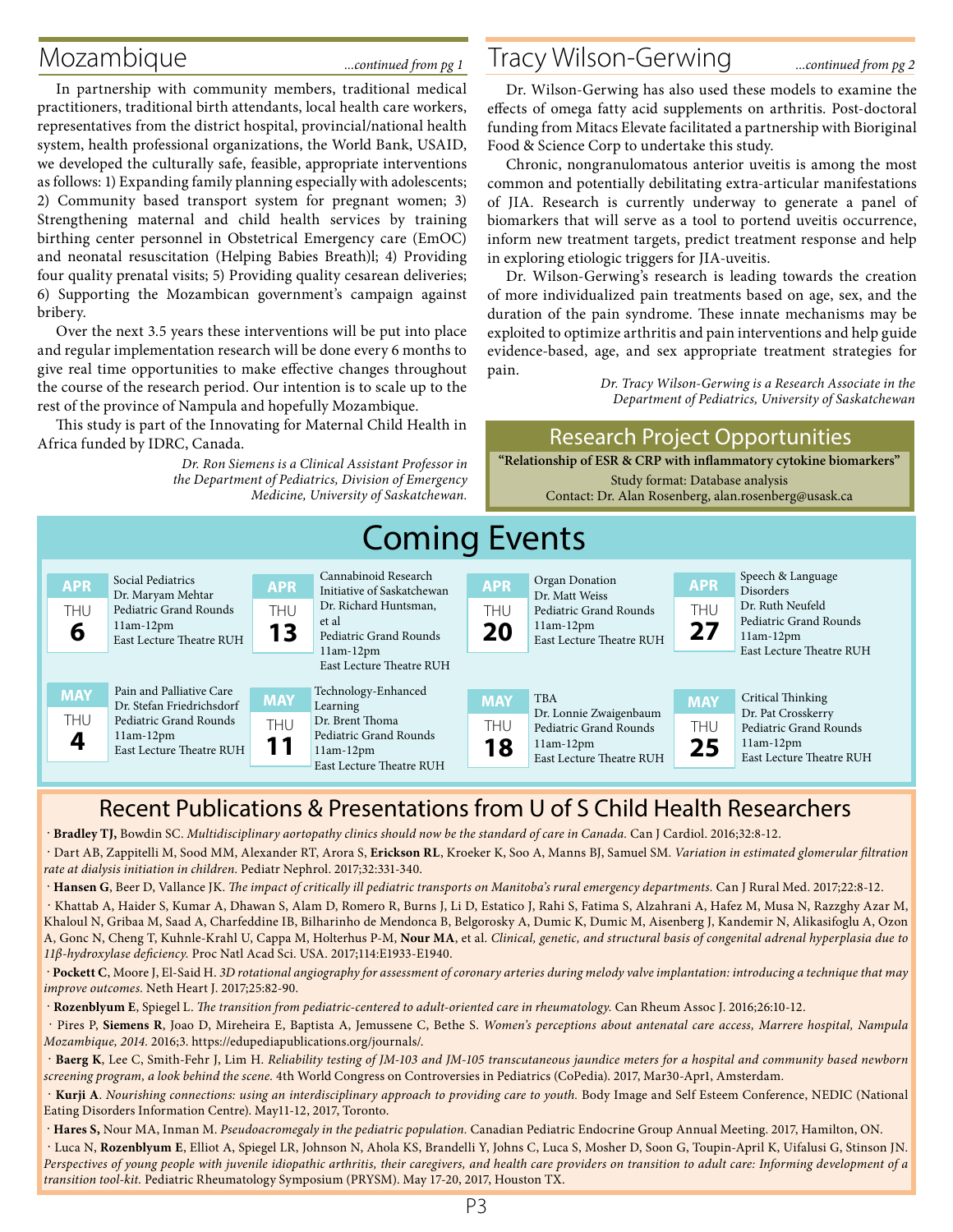## Mozambique

*...continued from pg 1*

In partnership with community members, traditional medical practitioners, traditional birth attendants, local health care workers, representatives from the district hospital, provincial/national health system, health professional organizations, the World Bank, USAID, we developed the culturally safe, feasible, appropriate interventions as follows: 1) Expanding family planning especially with adolescents; 2) Community based transport system for pregnant women; 3) Strengthening maternal and child health services by training birthing center personnel in Obstetrical Emergency care (EmOC) and neonatal resuscitation (Helping Babies Breath)l; 4) Providing four quality prenatal visits; 5) Providing quality cesarean deliveries; 6) Supporting the Mozambican government's campaign against bribery.

Over the next 3.5 years these interventions will be put into place and regular implementation research will be done every 6 months to give real time opportunities to make effective changes throughout the course of the research period. Our intention is to scale up to the rest of the province of Nampula and hopefully Mozambique.

This study is part of the Innovating for Maternal Child Health in Africa funded by IDRC, Canada.

*Dr. Ron Siemens is a Clinical Assistant Professor in the Department of Pediatrics, Division of Emergency Medicine, University of Saskatchewan.*

## Tracy Wilson-Gerwing

*...continued from pg 2*

Dr. Wilson-Gerwing has also used these models to examine the effects of omega fatty acid supplements on arthritis. Post-doctoral funding from Mitacs Elevate facilitated a partnership with Bioriginal Food & Science Corp to undertake this study.

Chronic, nongranulomatous anterior uveitis is among the most common and potentially debilitating extra-articular manifestations of JIA. Research is currently underway to generate a panel of biomarkers that will serve as a tool to portend uveitis occurrence, inform new treatment targets, predict treatment response and help in exploring etiologic triggers for JIA-uveitis.

Dr. Wilson-Gerwing's research is leading towards the creation of more individualized pain treatments based on age, sex, and the duration of the pain syndrome. These innate mechanisms may be exploited to optimize arthritis and pain interventions and help guide evidence-based, age, and sex appropriate treatment strategies for pain.

*Dr. Tracy Wilson-Gerwing is a Research Associate in the Department of Pediatrics, University of Saskatchewan*

## Research Project Opportunities

**"Relationship of ESR & CRP with inflammatory cytokine biomarkers"**

Study format: Database analysis

Contact: Dr. Alan Rosenberg, alan.rosenberg@usask.ca

# Coming Events

**APR THU 6** — Social Pediatrics, Dr. Maryam Mehtar, Pediatric Grand Rounds, 11am-12pm, East Lecture Theatre RUH

**APR THU 13** — Cannabinoid Research Initiative of Saskatchewan, Dr. Richard Huntsman, et al, Pediatric Grand Rounds, 11am-12pm, East Lecture Theatre RUH

**APR THU 20** — Organ Donation, Dr. Matt Weiss, Pediatric Grand Rounds, 11am-12pm, East Lecture Theatre RUH

**APR THU 27** — Speech & Language Disorders, Dr. Ruth Neufeld, Pediatric Grand Rounds, 11am-12pm, East Lecture Theatre RUH

**MAY THU 4** — Pain and Palliative Care, Dr. Stefan Friedrichsdorf, Pediatric Grand Rounds, 11am-12pm, East Lecture Theatre RUH

**MAY THU 11** — Technology-Enhanced Learning, Dr. Brent Thoma, Pediatric Grand Rounds, 11am-12pm, East Lecture Theatre RUH

**MAY THU 18** — TBA, Dr. Lonnie Zwaigenbaum, Pediatric Grand Rounds, 11am-12pm, East Lecture Theatre RUH

**MAY THU 25** — Critical Thinking, Dr. Pat Crosskerry, Pediatric Grand Rounds, 11am-12pm, East Lecture Theatre RUH

## Recent Publications & Presentations from U of S Child Health Researchers

- **Bradley TJ,** Bowdin SC. *Multidisciplinary aortopathy clinics should now be the standard of care in Canada.* Can J Cardiol. 2016;32:8-12.
- Dart AB, Zappitelli M, Sood MM, Alexander RT, Arora S, **Erickson RL**, Kroeker K, Soo A, Manns BJ, Samuel SM. *Variation in estimated glomerular filtration rate at dialysis initiation in children.* Pediatr Nephrol. 2017;32:331-340.
- **Hansen G**, Beer D, Vallance JK. *The impact of critically ill pediatric transports on Manitoba's rural emergency departments.* Can J Rural Med. 2017;22:8-12.
- Khattab A, Haider S, Kumar A, Dhawan S, Alam D, Romero R, Burns J, Li D, Estatico J, Rahi S, Fatima S, Alzahrani A, Hafez M, Musa N, Razzghy Azar M, Khaloul N, Gribaa M, Saad A, Charfeddine IB, Bilharinho de Mendonca B, Belgorosky A, Dumic K, Dumic M, Aisenberg J, Kandemir N, Alikasifoglu A, Ozon A, Gonc N, Cheng T, Kuhnle-Krahl U, Cappa M, Holterhus P-M, **Nour MA**, et al. *Clinical, genetic, and structural basis of congenital adrenal hyperplasia due to 11β-hydroxylase deficiency.* Proc Natl Acad Sci. USA. 2017;114:E1933-E1940.
- **Pockett C**, Moore J, El-Said H. *3D rotational angiography for assessment of coronary arteries during melody valve implantation: introducing a technique that may improve outcomes.* Neth Heart J. 2017;25:82-90.
- **Rozenblyum E**, Spiegel L. *The transition from pediatric-centered to adult-oriented care in rheumatology.* Can Rheum Assoc J. 2016;26:10-12.
- Pires P, **Siemens R**, Joao D, Mireheira E, Baptista A, Jemussene C, Bethe S. *Women's perceptions about antenatal care access, Marrere hospital, Nampula Mozambique, 2014.* 2016;3. https://edupediapublications.org/journals/.
- **Baerg K**, Lee C, Smith-Fehr J, Lim H. *Reliability testing of JM-103 and JM-105 transcutaneous jaundice meters for a hospital and community based newborn screening program, a look behind the scene.* 4th World Congress on Controversies in Pediatrics (CoPedia). 2017, Mar30-Apr1, Amsterdam.
- **Kurji A**. *Nourishing connections: using an interdisciplinary approach to providing care to youth.* Body Image and Self Esteem Conference, NEDIC (National Eating Disorders Information Centre). May11-12, 2017, Toronto.
- **Hares S,** Nour MA, Inman M. *Pseudoacromegaly in the pediatric population.* Canadian Pediatric Endocrine Group Annual Meeting. 2017, Hamilton, ON.
- Luca N, **Rozenblyum E**, Elliot A, Spiegel LR, Johnson N, Ahola KS, Brandelli Y, Johns C, Luca S, Mosher D, Soon G, Toupin-April K, Uifalusi G, Stinson JN. *Perspectives of young people with juvenile idiopathic arthritis, their caregivers, and health care providers on transition to adult care: Informing development of a transition tool-kit.* Pediatric Rheumatology Symposium (PRYSM). May 17-20, 2017, Houston TX.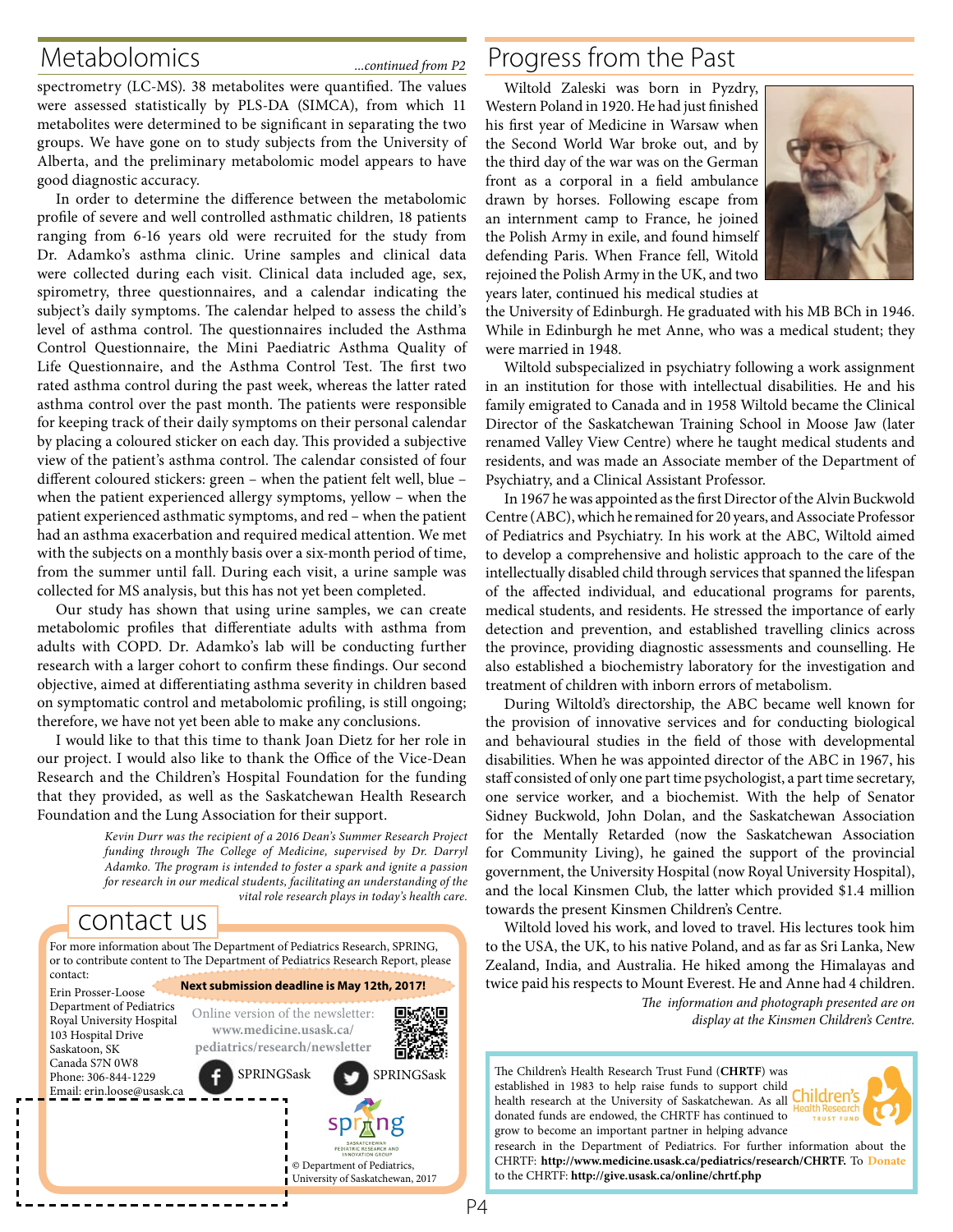## Metabolomics

*...continued from P2*

spectrometry (LC-MS). 38 metabolites were quantified. The values were assessed statistically by PLS-DA (SIMCA), from which 11 metabolites were determined to be significant in separating the two groups. We have gone on to study subjects from the University of Alberta, and the preliminary metabolomic model appears to have good diagnostic accuracy.

In order to determine the difference between the metabolomic profile of severe and well controlled asthmatic children, 18 patients ranging from 6-16 years old were recruited for the study from Dr. Adamko's asthma clinic. Urine samples and clinical data were collected during each visit. Clinical data included age, sex, spirometry, three questionnaires, and a calendar indicating the subject's daily symptoms. The calendar helped to assess the child's level of asthma control. The questionnaires included the Asthma Control Questionnaire, the Mini Paediatric Asthma Quality of Life Questionnaire, and the Asthma Control Test. The first two rated asthma control during the past week, whereas the latter rated asthma control over the past month. The patients were responsible for keeping track of their daily symptoms on their personal calendar by placing a coloured sticker on each day. This provided a subjective view of the patient's asthma control. The calendar consisted of four different coloured stickers: green – when the patient felt well, blue – when the patient experienced allergy symptoms, yellow – when the patient experienced asthmatic symptoms, and red – when the patient had an asthma exacerbation and required medical attention. We met with the subjects on a monthly basis over a six-month period of time, from the summer until fall. During each visit, a urine sample was collected for MS analysis, but this has not yet been completed.

Our study has shown that using urine samples, we can create metabolomic profiles that differentiate adults with asthma from adults with COPD. Dr. Adamko's lab will be conducting further research with a larger cohort to confirm these findings. Our second objective, aimed at differentiating asthma severity in children based on symptomatic control and metabolomic profiling, is still ongoing; therefore, we have not yet been able to make any conclusions.

I would like to that this time to thank Joan Dietz for her role in our project. I would also like to thank the Office of the Vice-Dean Research and the Children's Hospital Foundation for the funding that they provided, as well as the Saskatchewan Health Research Foundation and the Lung Association for their support.

*Kevin Durr was the recipient of a 2016 Dean's Summer Research Project funding through The College of Medicine, supervised by Dr. Darryl Adamko. The program is intended to foster a spark and ignite a passion for research in our medical students, facilitating an understanding of the vital role research plays in today's health care.*

## contact us

For more information about The Department of Pediatrics Research, SPRING, or to contribute content to The Department of Pediatrics Research Report, please contact:

Erin Prosser-Loose
Department of Pediatrics
Royal University Hospital
103 Hospital Drive
Saskatoon, SK
Canada S7N 0W8
Phone: 306-844-1229
Email: erin.loose@usask.ca

**Next submission deadline is May 12th, 2017!**

Online version of the newsletter:
**www.medicine.usask.ca/pediatrics/research/newsletter**

SPRINGSask    SPRINGSask

© Department of Pediatrics, University of Saskatchewan, 2017

## Progress from the Past

Wiltold Zaleski was born in Pyzdry, Western Poland in 1920. He had just finished his first year of Medicine in Warsaw when the Second World War broke out, and by the third day of the war was on the German front as a corporal in a field ambulance drawn by horses. Following escape from an internment camp to France, he joined the Polish Army in exile, and found himself defending Paris. When France fell, Witold rejoined the Polish Army in the UK, and two years later, continued his medical studies at the University of Edinburgh. He graduated with his MB BCh in 1946. While in Edinburgh he met Anne, who was a medical student; they were married in 1948.

Wiltold subspecialized in psychiatry following a work assignment in an institution for those with intellectual disabilities. He and his family emigrated to Canada and in 1958 Wiltold became the Clinical Director of the Saskatchewan Training School in Moose Jaw (later renamed Valley View Centre) where he taught medical students and residents, and was made an Associate member of the Department of Psychiatry, and a Clinical Assistant Professor.

In 1967 he was appointed as the first Director of the Alvin Buckwold Centre (ABC), which he remained for 20 years, and Associate Professor of Pediatrics and Psychiatry. In his work at the ABC, Wiltold aimed to develop a comprehensive and holistic approach to the care of the intellectually disabled child through services that spanned the lifespan of the affected individual, and educational programs for parents, medical students, and residents. He stressed the importance of early detection and prevention, and established travelling clinics across the province, providing diagnostic assessments and counselling. He also established a biochemistry laboratory for the investigation and treatment of children with inborn errors of metabolism.

During Wiltold's directorship, the ABC became well known for the provision of innovative services and for conducting biological and behavioural studies in the field of those with developmental disabilities. When he was appointed director of the ABC in 1967, his staff consisted of only one part time psychologist, a part time secretary, one service worker, and a biochemist. With the help of Senator Sidney Buckwold, John Dolan, and the Saskatchewan Association for the Mentally Retarded (now the Saskatchewan Association for Community Living), he gained the support of the provincial government, the University Hospital (now Royal University Hospital), and the local Kinsmen Club, the latter which provided $1.4 million towards the present Kinsmen Children's Centre.

Wiltold loved his work, and loved to travel. His lectures took him to the USA, the UK, to his native Poland, and as far as Sri Lanka, New Zealand, India, and Australia. He hiked among the Himalayas and twice paid his respects to Mount Everest. He and Anne had 4 children.

*The information and photograph presented are on display at the Kinsmen Children's Centre.*

The Children's Health Research Trust Fund (**CHRTF**) was established in 1983 to help raise funds to support child health research at the University of Saskatchewan. As all donated funds are endowed, the CHRTF has continued to grow to become an important partner in helping advance research in the Department of Pediatrics. For further information about the CHRTF: **http://www.medicine.usask.ca/pediatrics/research/CHRTF.** To **Donate** to the CHRTF: **http://give.usask.ca/online/chrtf.php**